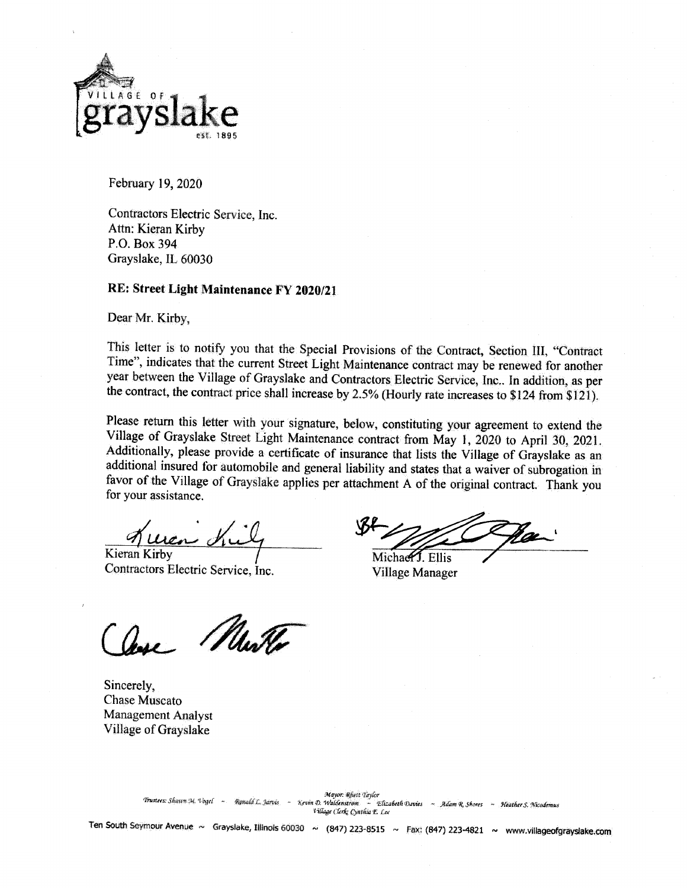VILLAGE OF grayslake est. 1895

February 19, 2020

Contractors Electric Service, Inc.
Attn: Kieran Kirby
P.O. Box 394
Grayslake, IL 60030

**RE: Street Light Maintenance FY 2020/21**

Dear Mr. Kirby,

This letter is to notify you that the Special Provisions of the Contract, Section III, "Contract Time", indicates that the current Street Light Maintenance contract may be renewed for another year between the Village of Grayslake and Contractors Electric Service, Inc.. In addition, as per the contract, the contract price shall increase by 2.5% (Hourly rate increases to $124 from $121).

Please return this letter with your signature, below, constituting your agreement to extend the Village of Grayslake Street Light Maintenance contract from May 1, 2020 to April 30, 2021. Additionally, please provide a certificate of insurance that lists the Village of Grayslake as an additional insured for automobile and general liability and states that a waiver of subrogation in favor of the Village of Grayslake applies per attachment A of the original contract. Thank you for your assistance.

Kieran Kirby
Contractors Electric Service, Inc.

Michael J. Ellis
Village Manager

Sincerely,
Chase Muscato
Management Analyst
Village of Grayslake

Mayor: Rhett Taylor
Trustees: Shawn M. Vogel ~ Ronald L. Jarvis ~ Kevin D. Waldenstrom ~ Elizabeth Davies ~ Adam R. Shores ~ Heather S. Nicodemus
Village Clerk Cynthia E. Lee

Ten South Seymour Avenue ~ Grayslake, Illinois 60030 ~ (847) 223-8515 ~ Fax: (847) 223-4821 ~ www.villageofgrayslake.com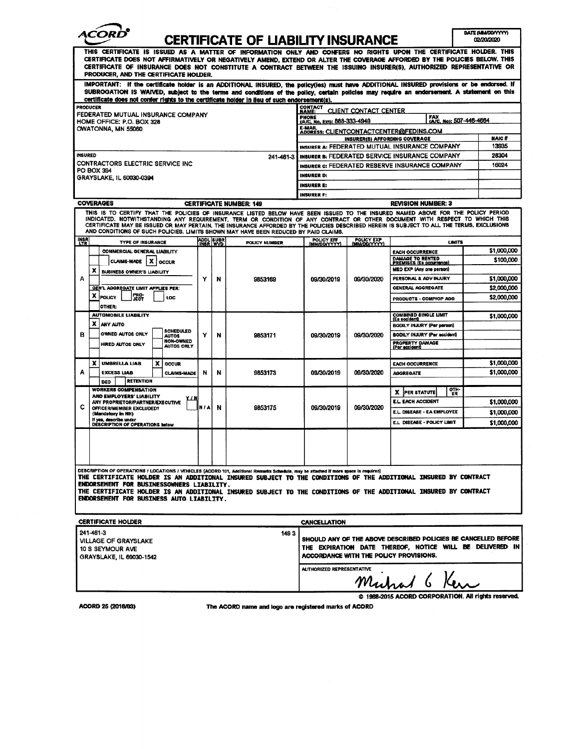# ACORD® CERTIFICATE OF LIABILITY INSURANCE

DATE (MM/DD/YYYY): 02/20/2020

THIS CERTIFICATE IS ISSUED AS A MATTER OF INFORMATION ONLY AND CONFERS NO RIGHTS UPON THE CERTIFICATE HOLDER. THIS CERTIFICATE DOES NOT AFFIRMATIVELY OR NEGATIVELY AMEND, EXTEND OR ALTER THE COVERAGE AFFORDED BY THE POLICIES BELOW. THIS CERTIFICATE OF INSURANCE DOES NOT CONSTITUTE A CONTRACT BETWEEN THE ISSUING INSURER(S), AUTHORIZED REPRESENTATIVE OR PRODUCER, AND THE CERTIFICATE HOLDER.

IMPORTANT: If the certificate holder is an ADDITIONAL INSURED, the policy(ies) must have ADDITIONAL INSURED provisions or be endorsed. If SUBROGATION IS WAIVED, subject to the terms and conditions of the policy, certain policies may require an endorsement. A statement on this certificate does not confer rights to the certificate holder in lieu of such endorsement(s).

**PRODUCER**
FEDERATED MUTUAL INSURANCE COMPANY
HOME OFFICE: P.O. BOX 328
OWATONNA, MN 55060

**CONTACT NAME:** CLIENT CONTACT CENTER
**PHONE (A/C, No, Ext):** 888-333-4949 **FAX (A/C, No):** 507-446-4664
**E-MAIL ADDRESS:** CLIENTCONTACTCENTER@FEDINS.COM

| INSURER(S) AFFORDING COVERAGE | NAIC # |
|---|---|
| INSURER A: FEDERATED MUTUAL INSURANCE COMPANY | 13935 |
| INSURER B: FEDERATED SERVICE INSURANCE COMPANY | 28304 |
| INSURER C: FEDERATED RESERVE INSURANCE COMPANY | 16024 |
| INSURER D: | |
| INSURER E: | |
| INSURER F: | |

**INSURED** 241-461-3
CONTRACTORS ELECTRIC SERVICE INC
PO BOX 394
GRAYSLAKE, IL 60030-0394

**COVERAGES** **CERTIFICATE NUMBER:** 149 **REVISION NUMBER:** 3

THIS IS TO CERTIFY THAT THE POLICIES OF INSURANCE LISTED BELOW HAVE BEEN ISSUED TO THE INSURED NAMED ABOVE FOR THE POLICY PERIOD INDICATED. NOTWITHSTANDING ANY REQUIREMENT, TERM OR CONDITION OF ANY CONTRACT OR OTHER DOCUMENT WITH RESPECT TO WHICH THIS CERTIFICATE MAY BE ISSUED OR MAY PERTAIN, THE INSURANCE AFFORDED BY THE POLICIES DESCRIBED HEREIN IS SUBJECT TO ALL THE TERMS, EXCLUSIONS AND CONDITIONS OF SUCH POLICIES. LIMITS SHOWN MAY HAVE BEEN REDUCED BY PAID CLAIMS.

| INSR LTR | TYPE OF INSURANCE | ADDL INSR | SUBR WVD | POLICY NUMBER | POLICY EFF (MM/DD/YYYY) | POLICY EXP (MM/DD/YYYY) | LIMITS | |
|---|---|---|---|---|---|---|---|---|
| A | COMMERCIAL GENERAL LIABILITY; CLAIMS-MADE [X] OCCUR; [X] BUSINESS OWNER'S LIABILITY; GEN'L AGGREGATE LIMIT APPLIES PER: [X] POLICY [ ] PRO-JECT [ ] LOC; OTHER: | Y | N | 9853169 | 09/30/2019 | 09/30/2020 | EACH OCCURRENCE | $1,000,000 |
| | | | | | | | DAMAGE TO RENTED PREMISES (Ea occurrence) | $100,000 |
| | | | | | | | MED EXP (Any one person) | |
| | | | | | | | PERSONAL & ADV INJURY | $1,000,000 |
| | | | | | | | GENERAL AGGREGATE | $2,000,000 |
| | | | | | | | PRODUCTS - COMP/OP AGG | $2,000,000 |
| B | AUTOMOBILE LIABILITY; [X] ANY AUTO; OWNED AUTOS ONLY; SCHEDULED AUTOS; HIRED AUTOS ONLY; NON-OWNED AUTOS ONLY | Y | N | 9853171 | 09/30/2019 | 09/30/2020 | COMBINED SINGLE LIMIT (Ea accident) | $1,000,000 |
| | | | | | | | BODILY INJURY (Per person) | |
| | | | | | | | BODILY INJURY (Per accident) | |
| | | | | | | | PROPERTY DAMAGE (Per accident) | |
| A | [X] UMBRELLA LIAB [X] OCCUR; EXCESS LIAB CLAIMS-MADE; DED RETENTION | N | N | 9853173 | 09/30/2019 | 09/30/2020 | EACH OCCURRENCE | $1,000,000 |
| | | | | | | | AGGREGATE | $1,000,000 |
| C | WORKERS COMPENSATION AND EMPLOYERS' LIABILITY Y/N; ANY PROPRIETOR/PARTNER/EXECUTIVE OFFICER/MEMBER EXCLUDED? (Mandatory in NH); If yes, describe under DESCRIPTION OF OPERATIONS below | N/A | N | 9853175 | 09/30/2019 | 09/30/2020 | [X] PER STATUTE [ ] OTH-ER | |
| | | | | | | | E.L. EACH ACCIDENT | $1,000,000 |
| | | | | | | | E.L. DISEASE - EA EMPLOYEE | $1,000,000 |
| | | | | | | | E.L. DISEASE - POLICY LIMIT | $1,000,000 |

**DESCRIPTION OF OPERATIONS / LOCATIONS / VEHICLES** (ACORD 101, Additional Remarks Schedule, may be attached if more space is required)

THE CERTIFICATE HOLDER IS AN ADDITIONAL INSURED SUBJECT TO THE CONDITIONS OF THE ADDITIONAL INSURED BY CONTRACT ENDORSEMENT FOR BUSINESSOWNERS LIABILITY.
THE CERTIFICATE HOLDER IS AN ADDITIONAL INSURED SUBJECT TO THE CONDITIONS OF THE ADDITIONAL INSURED BY CONTRACT ENDORSEMENT FOR BUSINESS AUTO LIABILITY.

**CERTIFICATE HOLDER**

241-461-3 149 3
VILLAGE OF GRAYSLAKE
10 S SEYMOUR AVE
GRAYSLAKE, IL 60030-1542

**CANCELLATION**

SHOULD ANY OF THE ABOVE DESCRIBED POLICIES BE CANCELLED BEFORE THE EXPIRATION DATE THEREOF, NOTICE WILL BE DELIVERED IN ACCORDANCE WITH THE POLICY PROVISIONS.

AUTHORIZED REPRESENTATIVE
Michael G Kerr

© 1988-2015 ACORD CORPORATION. All rights reserved.

ACORD 25 (2016/03) The ACORD name and logo are registered marks of ACORD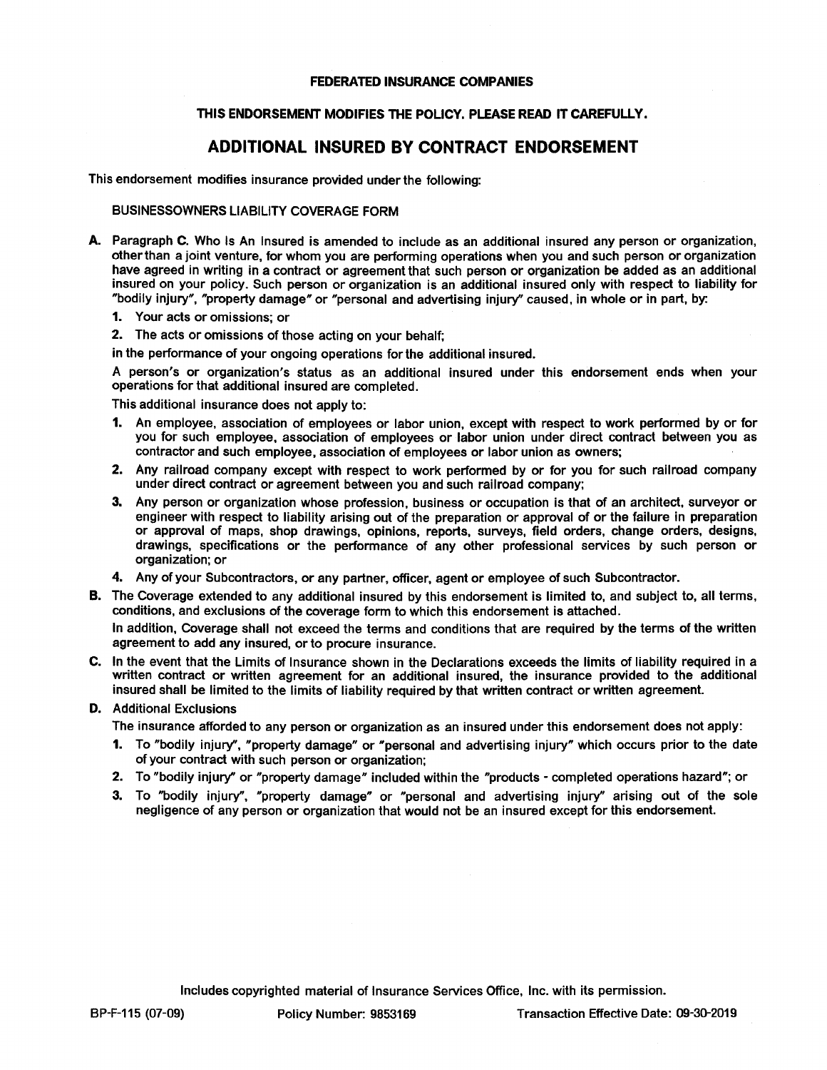FEDERATED INSURANCE COMPANIES

**THIS ENDORSEMENT MODIFIES THE POLICY. PLEASE READ IT CAREFULLY.**

# ADDITIONAL INSURED BY CONTRACT ENDORSEMENT

This endorsement modifies insurance provided under the following:

BUSINESSOWNERS LIABILITY COVERAGE FORM

**A.** Paragraph **C.** Who Is An Insured is amended to include as an additional insured any person or organization, other than a joint venture, for whom you are performing operations when you and such person or organization have agreed in writing in a contract or agreement that such person or organization be added as an additional insured on your policy. Such person or organization is an additional insured only with respect to liability for "bodily injury", "property damage" or "personal and advertising injury" caused, in whole or in part, by:

1. Your acts or omissions; or
2. The acts or omissions of those acting on your behalf;

in the performance of your ongoing operations for the additional insured.

A person's or organization's status as an additional insured under this endorsement ends when your operations for that additional insured are completed.

This additional insurance does not apply to:

1. An employee, association of employees or labor union, except with respect to work performed by or for you for such employee, association of employees or labor union under direct contract between you as contractor and such employee, association of employees or labor union as owners;
2. Any railroad company except with respect to work performed by or for you for such railroad company under direct contract or agreement between you and such railroad company;
3. Any person or organization whose profession, business or occupation is that of an architect, surveyor or engineer with respect to liability arising out of the preparation or approval of or the failure in preparation or approval of maps, shop drawings, opinions, reports, surveys, field orders, change orders, designs, drawings, specifications or the performance of any other professional services by such person or organization; or
4. Any of your Subcontractors, or any partner, officer, agent or employee of such Subcontractor.

**B.** The Coverage extended to any additional insured by this endorsement is limited to, and subject to, all terms, conditions, and exclusions of the coverage form to which this endorsement is attached.

In addition, Coverage shall not exceed the terms and conditions that are required by the terms of the written agreement to add any insured, or to procure insurance.

**C.** In the event that the Limits of Insurance shown in the Declarations exceeds the limits of liability required in a written contract or written agreement for an additional insured, the insurance provided to the additional insured shall be limited to the limits of liability required by that written contract or written agreement.

**D.** Additional Exclusions

The insurance afforded to any person or organization as an insured under this endorsement does not apply:

1. To "bodily injury", "property damage" or "personal and advertising injury" which occurs prior to the date of your contract with such person or organization;
2. To "bodily injury" or "property damage" included within the "products - completed operations hazard"; or
3. To "bodily injury", "property damage" or "personal and advertising injury" arising out of the sole negligence of any person or organization that would not be an insured except for this endorsement.

Includes copyrighted material of Insurance Services Office, Inc. with its permission.

BP-F-115 (07-09) Policy Number: 9853169 Transaction Effective Date: 09-30-2019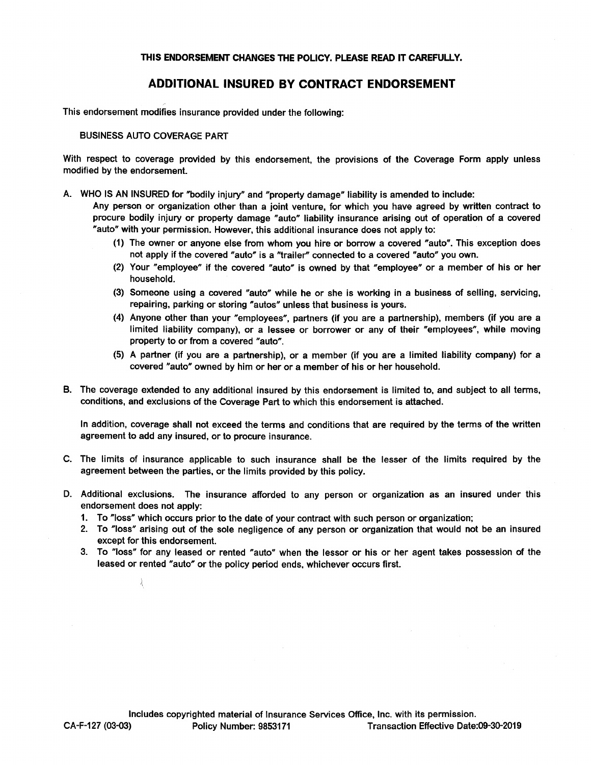**THIS ENDORSEMENT CHANGES THE POLICY. PLEASE READ IT CAREFULLY.**

# ADDITIONAL INSURED BY CONTRACT ENDORSEMENT

This endorsement modifies insurance provided under the following:

BUSINESS AUTO COVERAGE PART

With respect to coverage provided by this endorsement, the provisions of the Coverage Form apply unless modified by the endorsement.

A. WHO IS AN INSURED for "bodily injury" and "property damage" liability is amended to include:

   Any person or organization other than a joint venture, for which you have agreed by written contract to procure bodily injury or property damage "auto" liability insurance arising out of operation of a covered "auto" with your permission. However, this additional insurance does not apply to:

   (1) The owner or anyone else from whom you hire or borrow a covered "auto". This exception does not apply if the covered "auto" is a "trailer" connected to a covered "auto" you own.

   (2) Your "employee" if the covered "auto" is owned by that "employee" or a member of his or her household.

   (3) Someone using a covered "auto" while he or she is working in a business of selling, servicing, repairing, parking or storing "autos" unless that business is yours.

   (4) Anyone other than your "employees", partners (if you are a partnership), members (if you are a limited liability company), or a lessee or borrower or any of their "employees", while moving property to or from a covered "auto".

   (5) A partner (if you are a partnership), or a member (if you are a limited liability company) for a covered "auto" owned by him or her or a member of his or her household.

B. The coverage extended to any additional insured by this endorsement is limited to, and subject to all terms, conditions, and exclusions of the Coverage Part to which this endorsement is attached.

   In addition, coverage shall not exceed the terms and conditions that are required by the terms of the written agreement to add any insured, or to procure insurance.

C. The limits of insurance applicable to such insurance shall be the lesser of the limits required by the agreement between the parties, or the limits provided by this policy.

D. Additional exclusions. The insurance afforded to any person or organization as an insured under this endorsement does not apply:

   1. To "loss" which occurs prior to the date of your contract with such person or organization;
   2. To "loss" arising out of the sole negligence of any person or organization that would not be an insured except for this endorsement.
   3. To "loss" for any leased or rented "auto" when the lessor or his or her agent takes possession of the leased or rented "auto" or the policy period ends, whichever occurs first.

Includes copyrighted material of Insurance Services Office, Inc. with its permission.

CA-F-127 (03-03) Policy Number: 9853171 Transaction Effective Date:09-30-2019